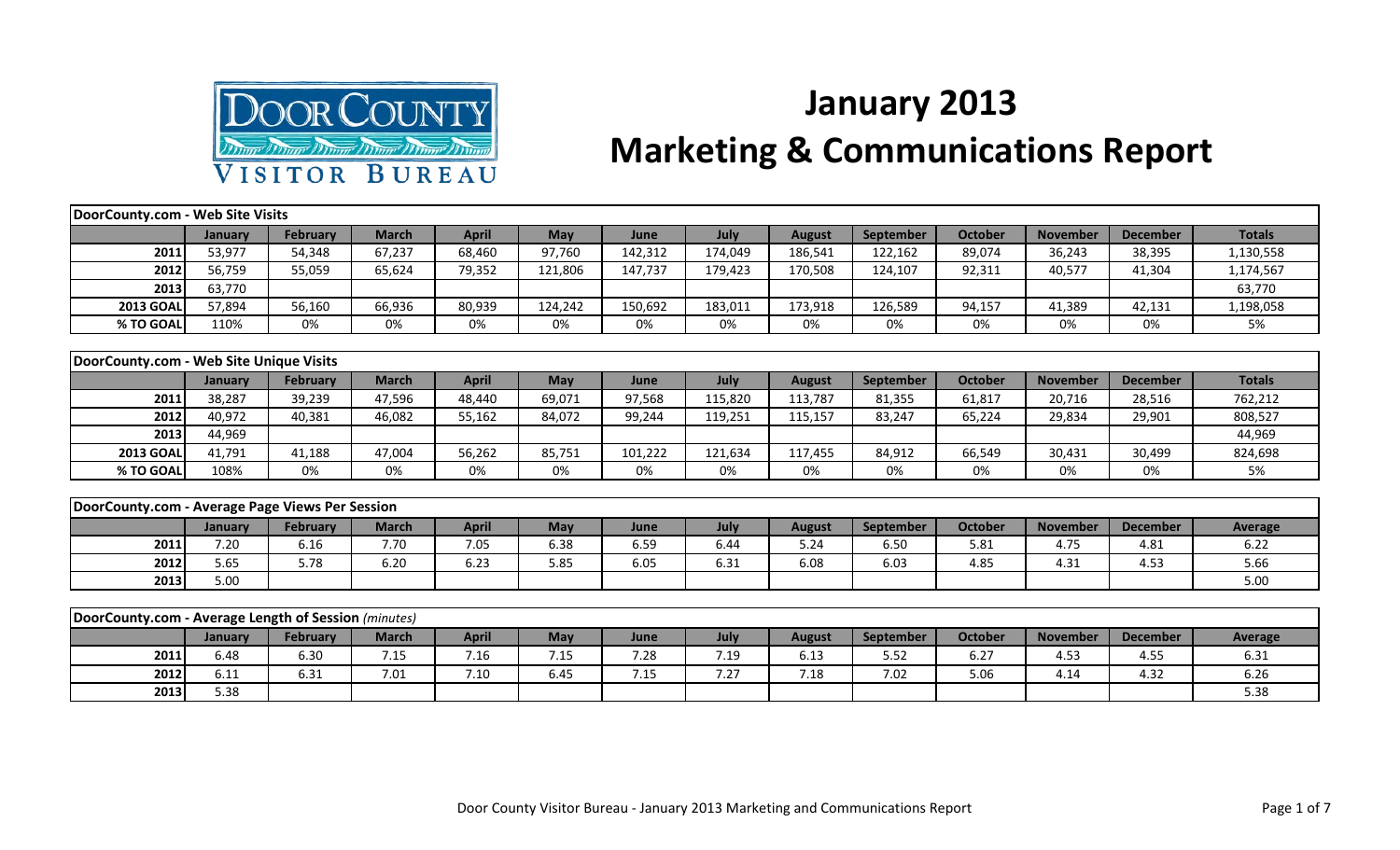# January 2013

# Marketing & Communications Report

Door County Visitor Bureau

## DoorCounty.com - Web Site Visits

| | January | February | March | April | May | June | July | August | September | October | November | December | Totals |
|---|---|---|---|---|---|---|---|---|---|---|---|---|---|
| 2011 | 53,977 | 54,348 | 67,237 | 68,460 | 97,760 | 142,312 | 174,049 | 186,541 | 122,162 | 89,074 | 36,243 | 38,395 | 1,130,558 |
| 2012 | 56,759 | 55,059 | 65,624 | 79,352 | 121,806 | 147,737 | 179,423 | 170,508 | 124,107 | 92,311 | 40,577 | 41,304 | 1,174,567 |
| 2013 | 63,770 | | | | | | | | | | | | 63,770 |
| 2013 GOAL | 57,894 | 56,160 | 66,936 | 80,939 | 124,242 | 150,692 | 183,011 | 173,918 | 126,589 | 94,157 | 41,389 | 42,131 | 1,198,058 |
| % TO GOAL | 110% | 0% | 0% | 0% | 0% | 0% | 0% | 0% | 0% | 0% | 0% | 0% | 5% |

## DoorCounty.com - Web Site Unique Visits

| | January | February | March | April | May | June | July | August | September | October | November | December | Totals |
|---|---|---|---|---|---|---|---|---|---|---|---|---|---|
| 2011 | 38,287 | 39,239 | 47,596 | 48,440 | 69,071 | 97,568 | 115,820 | 113,787 | 81,355 | 61,817 | 20,716 | 28,516 | 762,212 |
| 2012 | 40,972 | 40,381 | 46,082 | 55,162 | 84,072 | 99,244 | 119,251 | 115,157 | 83,247 | 65,224 | 29,834 | 29,901 | 808,527 |
| 2013 | 44,969 | | | | | | | | | | | | 44,969 |
| 2013 GOAL | 41,791 | 41,188 | 47,004 | 56,262 | 85,751 | 101,222 | 121,634 | 117,455 | 84,912 | 66,549 | 30,431 | 30,499 | 824,698 |
| % TO GOAL | 108% | 0% | 0% | 0% | 0% | 0% | 0% | 0% | 0% | 0% | 0% | 0% | 5% |

## DoorCounty.com - Average Page Views Per Session

| | January | February | March | April | May | June | July | August | September | October | November | December | Average |
|---|---|---|---|---|---|---|---|---|---|---|---|---|---|
| 2011 | 7.20 | 6.16 | 7.70 | 7.05 | 6.38 | 6.59 | 6.44 | 5.24 | 6.50 | 5.81 | 4.75 | 4.81 | 6.22 |
| 2012 | 5.65 | 5.78 | 6.20 | 6.23 | 5.85 | 6.05 | 6.31 | 6.08 | 6.03 | 4.85 | 4.31 | 4.53 | 5.66 |
| 2013 | 5.00 | | | | | | | | | | | | 5.00 |

## DoorCounty.com - Average Length of Session *(minutes)*

| | January | February | March | April | May | June | July | August | September | October | November | December | Average |
|---|---|---|---|---|---|---|---|---|---|---|---|---|---|
| 2011 | 6.48 | 6.30 | 7.15 | 7.16 | 7.15 | 7.28 | 7.19 | 6.13 | 5.52 | 6.27 | 4.53 | 4.55 | 6.31 |
| 2012 | 6.11 | 6.31 | 7.01 | 7.10 | 6.45 | 7.15 | 7.27 | 7.18 | 7.02 | 5.06 | 4.14 | 4.32 | 6.26 |
| 2013 | 5.38 | | | | | | | | | | | | 5.38 |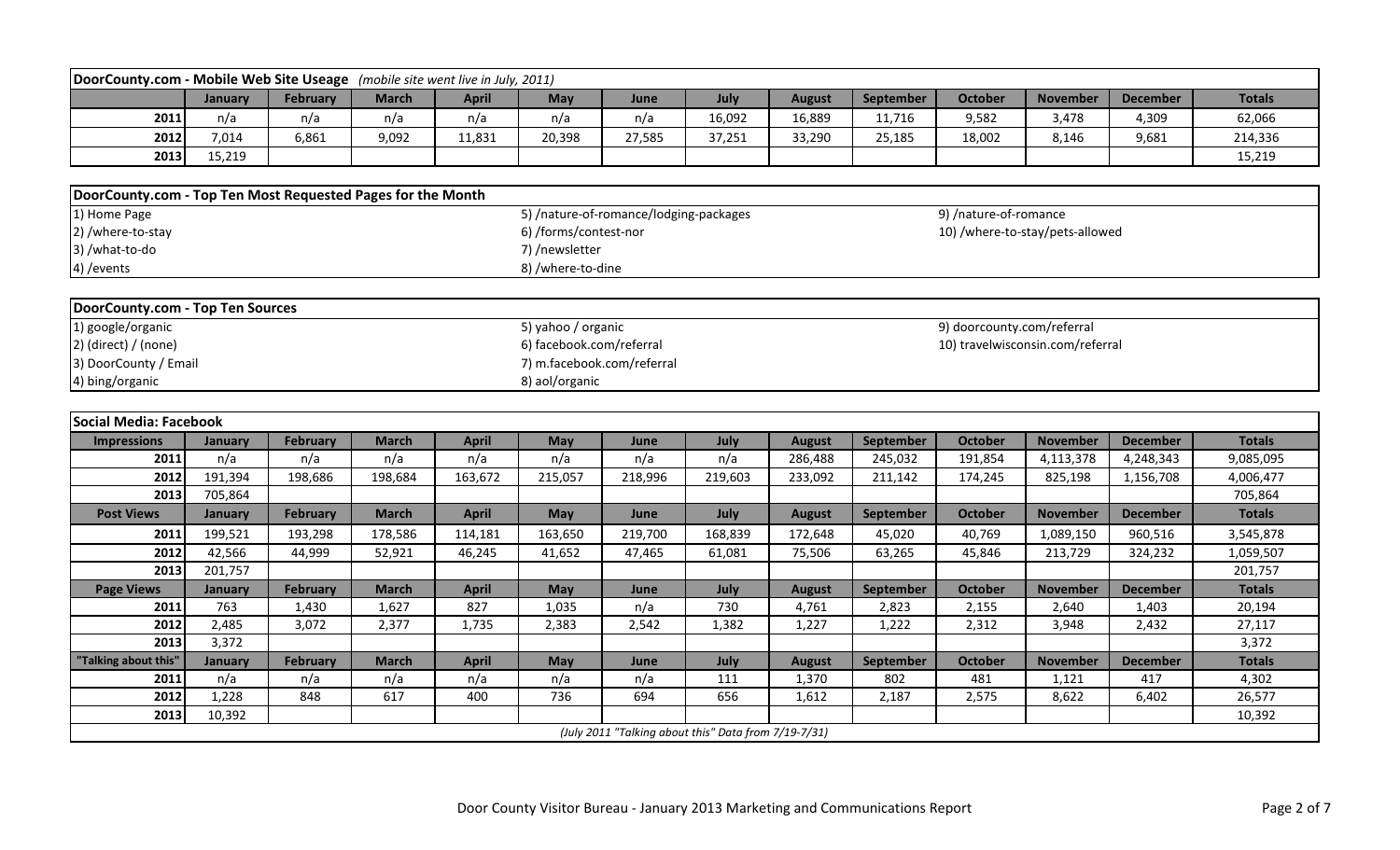## DoorCounty.com - Mobile Web Site Useage *(mobile site went live in July, 2011)*

| | January | February | March | April | May | June | July | August | September | October | November | December | Totals |
|---|---|---|---|---|---|---|---|---|---|---|---|---|---|
| 2011 | n/a | n/a | n/a | n/a | n/a | n/a | 16,092 | 16,889 | 11,716 | 9,582 | 3,478 | 4,309 | 62,066 |
| 2012 | 7,014 | 6,861 | 9,092 | 11,831 | 20,398 | 27,585 | 37,251 | 33,290 | 25,185 | 18,002 | 8,146 | 9,681 | 214,336 |
| 2013 | 15,219 | | | | | | | | | | | | 15,219 |

## DoorCounty.com - Top Ten Most Requested Pages for the Month

1) Home Page
2) /where-to-stay
3) /what-to-do
4) /events
5) /nature-of-romance/lodging-packages
6) /forms/contest-nor
7) /newsletter
8) /where-to-dine
9) /nature-of-romance
10) /where-to-stay/pets-allowed

## DoorCounty.com - Top Ten Sources

1) google/organic
2) (direct) / (none)
3) DoorCounty / Email
4) bing/organic
5) yahoo / organic
6) facebook.com/referral
7) m.facebook.com/referral
8) aol/organic
9) doorcounty.com/referral
10) travelwisconsin.com/referral

## Social Media: Facebook

| Impressions | January | February | March | April | May | June | July | August | September | October | November | December | Totals |
|---|---|---|---|---|---|---|---|---|---|---|---|---|---|
| 2011 | n/a | n/a | n/a | n/a | n/a | n/a | n/a | 286,488 | 245,032 | 191,854 | 4,113,378 | 4,248,343 | 9,085,095 |
| 2012 | 191,394 | 198,686 | 198,684 | 163,672 | 215,057 | 218,996 | 219,603 | 233,092 | 211,142 | 174,245 | 825,198 | 1,156,708 | 4,006,477 |
| 2013 | 705,864 | | | | | | | | | | | | 705,864 |
| **Post Views** | **January** | **February** | **March** | **April** | **May** | **June** | **July** | **August** | **September** | **October** | **November** | **December** | **Totals** |
| 2011 | 199,521 | 193,298 | 178,586 | 114,181 | 163,650 | 219,700 | 168,839 | 172,648 | 45,020 | 40,769 | 1,089,150 | 960,516 | 3,545,878 |
| 2012 | 42,566 | 44,999 | 52,921 | 46,245 | 41,652 | 47,465 | 61,081 | 75,506 | 63,265 | 45,846 | 213,729 | 324,232 | 1,059,507 |
| 2013 | 201,757 | | | | | | | | | | | | 201,757 |
| **Page Views** | **January** | **February** | **March** | **April** | **May** | **June** | **July** | **August** | **September** | **October** | **November** | **December** | **Totals** |
| 2011 | 763 | 1,430 | 1,627 | 827 | 1,035 | n/a | 730 | 4,761 | 2,823 | 2,155 | 2,640 | 1,403 | 20,194 |
| 2012 | 2,485 | 3,072 | 2,377 | 1,735 | 2,383 | 2,542 | 1,382 | 1,227 | 1,222 | 2,312 | 3,948 | 2,432 | 27,117 |
| 2013 | 3,372 | | | | | | | | | | | | 3,372 |
| **"Talking about this"** | **January** | **February** | **March** | **April** | **May** | **June** | **July** | **August** | **September** | **October** | **November** | **December** | **Totals** |
| 2011 | n/a | n/a | n/a | n/a | n/a | n/a | 111 | 1,370 | 802 | 481 | 1,121 | 417 | 4,302 |
| 2012 | 1,228 | 848 | 617 | 400 | 736 | 694 | 656 | 1,612 | 2,187 | 2,575 | 8,622 | 6,402 | 26,577 |
| 2013 | 10,392 | | | | | | | | | | | | 10,392 |

*(July 2011 "Talking about this" Data from 7/19-7/31)*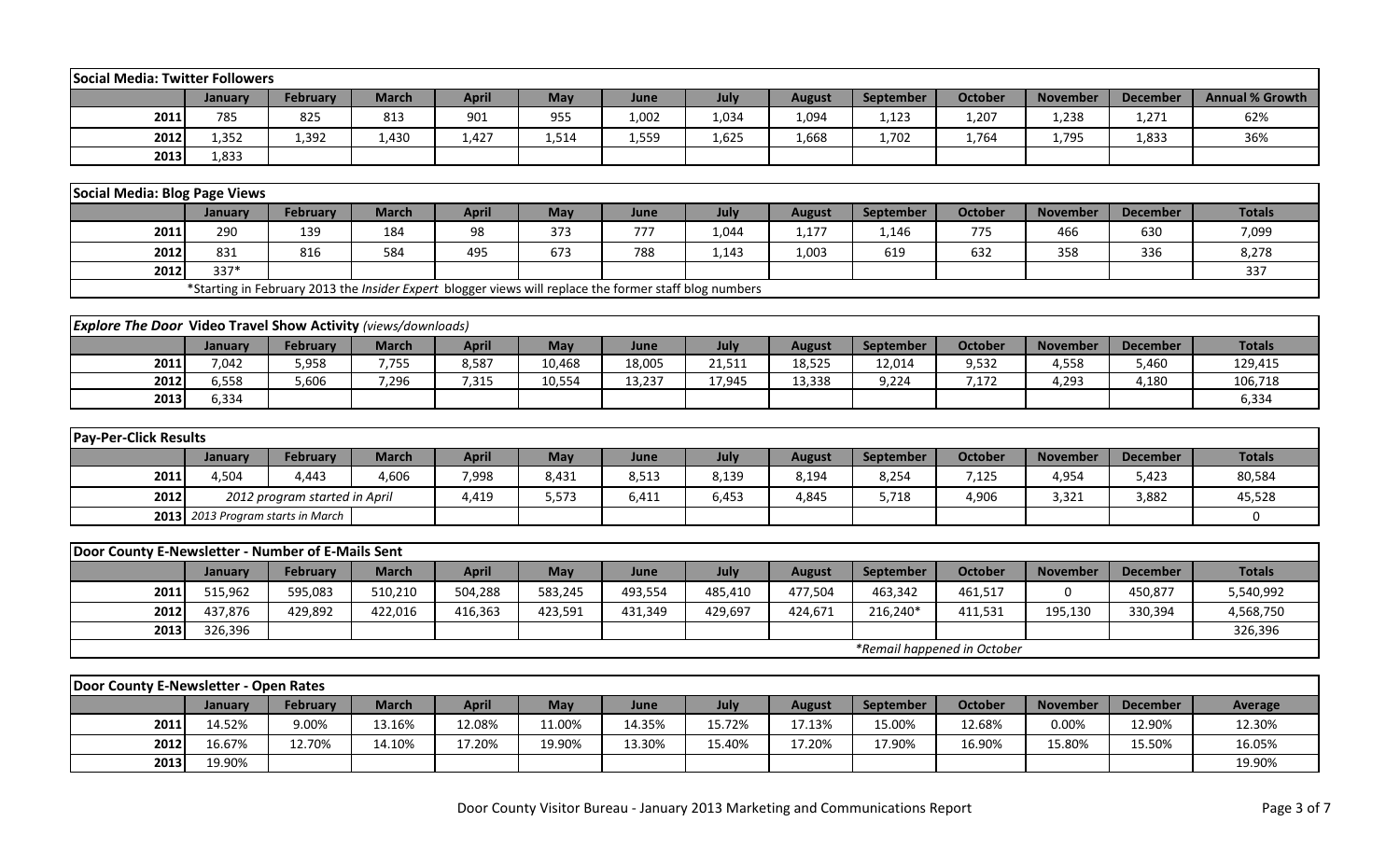| Social Media: Twitter Followers | | | | | | | | | | | | | |
|---|---|---|---|---|---|---|---|---|---|---|---|---|---|
| | January | February | March | April | May | June | July | August | September | October | November | December | Annual % Growth |
| 2011 | 785 | 825 | 813 | 901 | 955 | 1,002 | 1,034 | 1,094 | 1,123 | 1,207 | 1,238 | 1,271 | 62% |
| 2012 | 1,352 | 1,392 | 1,430 | 1,427 | 1,514 | 1,559 | 1,625 | 1,668 | 1,702 | 1,764 | 1,795 | 1,833 | 36% |
| 2013 | 1,833 | | | | | | | | | | | | |

| Social Media: Blog Page Views | | | | | | | | | | | | | |
|---|---|---|---|---|---|---|---|---|---|---|---|---|---|
| | January | February | March | April | May | June | July | August | September | October | November | December | Totals |
| 2011 | 290 | 139 | 184 | 98 | 373 | 777 | 1,044 | 1,177 | 1,146 | 775 | 466 | 630 | 7,099 |
| 2012 | 831 | 816 | 584 | 495 | 673 | 788 | 1,143 | 1,003 | 619 | 632 | 358 | 336 | 8,278 |
| 2012 | 337* | | | | | | | | | | | | 337 |
| | *Starting in February 2013 the *Insider Expert* blogger views will replace the former staff blog numbers | | | | | | | | | | | | |

| *Explore The Door* Video Travel Show Activity *(views/downloads)* | | | | | | | | | | | | | |
|---|---|---|---|---|---|---|---|---|---|---|---|---|---|
| | January | February | March | April | May | June | July | August | September | October | November | December | Totals |
| 2011 | 7,042 | 5,958 | 7,755 | 8,587 | 10,468 | 18,005 | 21,511 | 18,525 | 12,014 | 9,532 | 4,558 | 5,460 | 129,415 |
| 2012 | 6,558 | 5,606 | 7,296 | 7,315 | 10,554 | 13,237 | 17,945 | 13,338 | 9,224 | 7,172 | 4,293 | 4,180 | 106,718 |
| 2013 | 6,334 | | | | | | | | | | | | 6,334 |

| Pay-Per-Click Results | | | | | | | | | | | | | |
|---|---|---|---|---|---|---|---|---|---|---|---|---|---|
| | January | February | March | April | May | June | July | August | September | October | November | December | Totals |
| 2011 | 4,504 | 4,443 | 4,606 | 7,998 | 8,431 | 8,513 | 8,139 | 8,194 | 8,254 | 7,125 | 4,954 | 5,423 | 80,584 |
| 2012 | 2012 program started in April | | | 4,419 | 5,573 | 6,411 | 6,453 | 4,845 | 5,718 | 4,906 | 3,321 | 3,882 | 45,528 |
| 2013 | 2013 Program starts in March | | | | | | | | | | | | 0 |

| Door County E-Newsletter - Number of E-Mails Sent | | | | | | | | | | | | | |
|---|---|---|---|---|---|---|---|---|---|---|---|---|---|
| | January | February | March | April | May | June | July | August | September | October | November | December | Totals |
| 2011 | 515,962 | 595,083 | 510,210 | 504,288 | 583,245 | 493,554 | 485,410 | 477,504 | 463,342 | 461,517 | 0 | 450,877 | 5,540,992 |
| 2012 | 437,876 | 429,892 | 422,016 | 416,363 | 423,591 | 431,349 | 429,697 | 424,671 | 216,240* | 411,531 | 195,130 | 330,394 | 4,568,750 |
| 2013 | 326,396 | | | | | | | | | | | | 326,396 |
| | | | | | | | | | *Remail happened in October | | | | |

| Door County E-Newsletter - Open Rates | | | | | | | | | | | | | |
|---|---|---|---|---|---|---|---|---|---|---|---|---|---|
| | January | February | March | April | May | June | July | August | September | October | November | December | Average |
| 2011 | 14.52% | 9.00% | 13.16% | 12.08% | 11.00% | 14.35% | 15.72% | 17.13% | 15.00% | 12.68% | 0.00% | 12.90% | 12.30% |
| 2012 | 16.67% | 12.70% | 14.10% | 17.20% | 19.90% | 13.30% | 15.40% | 17.20% | 17.90% | 16.90% | 15.80% | 15.50% | 16.05% |
| 2013 | 19.90% | | | | | | | | | | | | 19.90% |

Door County Visitor Bureau - January 2013 Marketing and Communications Report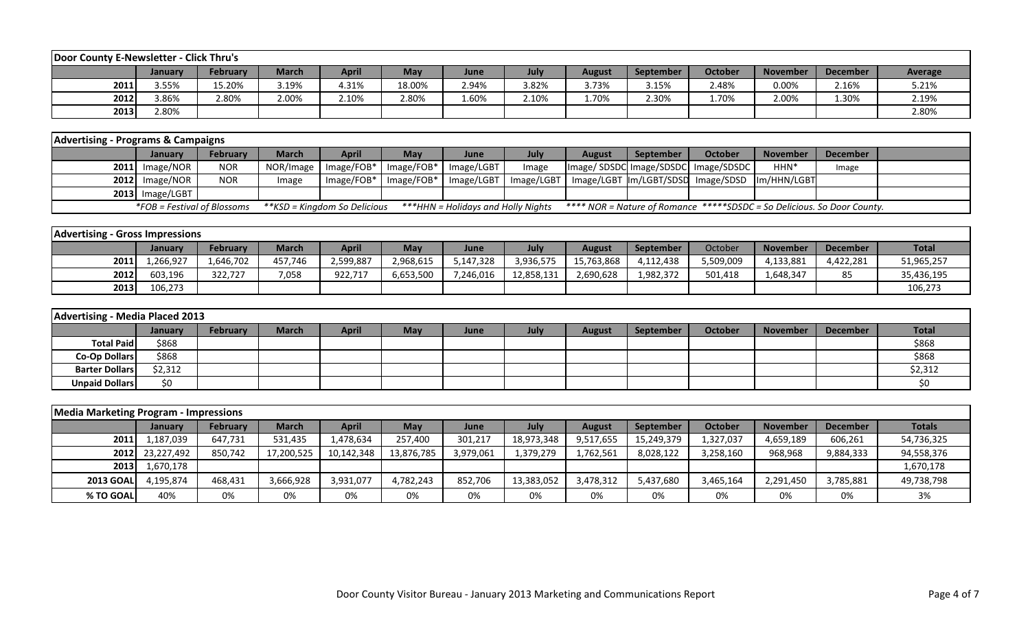| Door County E-Newsletter - Click Thru's | | | | | | | | | | | | | |
|---|---|---|---|---|---|---|---|---|---|---|---|---|---|
| | January | February | March | April | May | June | July | August | September | October | November | December | Average |
| 2011 | 3.55% | 15.20% | 3.19% | 4.31% | 18.00% | 2.94% | 3.82% | 3.73% | 3.15% | 2.48% | 0.00% | 2.16% | 5.21% |
| 2012 | 3.86% | 2.80% | 2.00% | 2.10% | 2.80% | 1.60% | 2.10% | 1.70% | 2.30% | 1.70% | 2.00% | 1.30% | 2.19% |
| 2013 | 2.80% | | | | | | | | | | | | 2.80% |

| Advertising - Programs & Campaigns | | | | | | | | | | | | | |
|---|---|---|---|---|---|---|---|---|---|---|---|---|---|
| | January | February | March | April | May | June | July | August | September | October | November | December | |
| 2011 | Image/NOR | NOR | NOR/Image | Image/FOB* | Image/FOB* | Image/LGBT | Image | Image/ SDSDC | Image/SDSDC | Image/SDSDC | HHN* | Image | |
| 2012 | Image/NOR | NOR | Image | Image/FOB* | Image/FOB* | Image/LGBT | Image/LGBT | Image/LGBT | Im/LGBT/SDSD | Image/SDSD | Im/HHN/LGBT | | |
| 2013 | Image/LGBT | | | | | | | | | | | | |
| | *FOB = Festival of Blossoms | | **KSD = Kingdom So Delicious | | ***HHN = Holidays and Holly Nights | | | **** NOR = Nature of Romance | | *****SDSDC = So Delicious. So Door County. | | | |

| Advertising - Gross Impressions | | | | | | | | | | | | | |
|---|---|---|---|---|---|---|---|---|---|---|---|---|---|
| | January | February | March | April | May | June | July | August | September | October | November | December | Total |
| 2011 | 1,266,927 | 1,646,702 | 457,746 | 2,599,887 | 2,968,615 | 5,147,328 | 3,936,575 | 15,763,868 | 4,112,438 | 5,509,009 | 4,133,881 | 4,422,281 | 51,965,257 |
| 2012 | 603,196 | 322,727 | 7,058 | 922,717 | 6,653,500 | 7,246,016 | 12,858,131 | 2,690,628 | 1,982,372 | 501,418 | 1,648,347 | 85 | 35,436,195 |
| 2013 | 106,273 | | | | | | | | | | | | 106,273 |

| Advertising - Media Placed 2013 | | | | | | | | | | | | | |
|---|---|---|---|---|---|---|---|---|---|---|---|---|---|
| | January | February | March | April | May | June | July | August | September | October | November | December | Total |
| Total Paid | $868 | | | | | | | | | | | | $868 |
| Co-Op Dollars | $868 | | | | | | | | | | | | $868 |
| Barter Dollars | $2,312 | | | | | | | | | | | | $2,312 |
| Unpaid Dollars | $0 | | | | | | | | | | | | $0 |

| Media Marketing Program - Impressions | | | | | | | | | | | | | |
|---|---|---|---|---|---|---|---|---|---|---|---|---|---|
| | January | February | March | April | May | June | July | August | September | October | November | December | Totals |
| 2011 | 1,187,039 | 647,731 | 531,435 | 1,478,634 | 257,400 | 301,217 | 18,973,348 | 9,517,655 | 15,249,379 | 1,327,037 | 4,659,189 | 606,261 | 54,736,325 |
| 2012 | 23,227,492 | 850,742 | 17,200,525 | 10,142,348 | 13,876,785 | 3,979,061 | 1,379,279 | 1,762,561 | 8,028,122 | 3,258,160 | 968,968 | 9,884,333 | 94,558,376 |
| 2013 | 1,670,178 | | | | | | | | | | | | 1,670,178 |
| 2013 GOAL | 4,195,874 | 468,431 | 3,666,928 | 3,931,077 | 4,782,243 | 852,706 | 13,383,052 | 3,478,312 | 5,437,680 | 3,465,164 | 2,291,450 | 3,785,881 | 49,738,798 |
| % TO GOAL | 40% | 0% | 0% | 0% | 0% | 0% | 0% | 0% | 0% | 0% | 0% | 0% | 3% |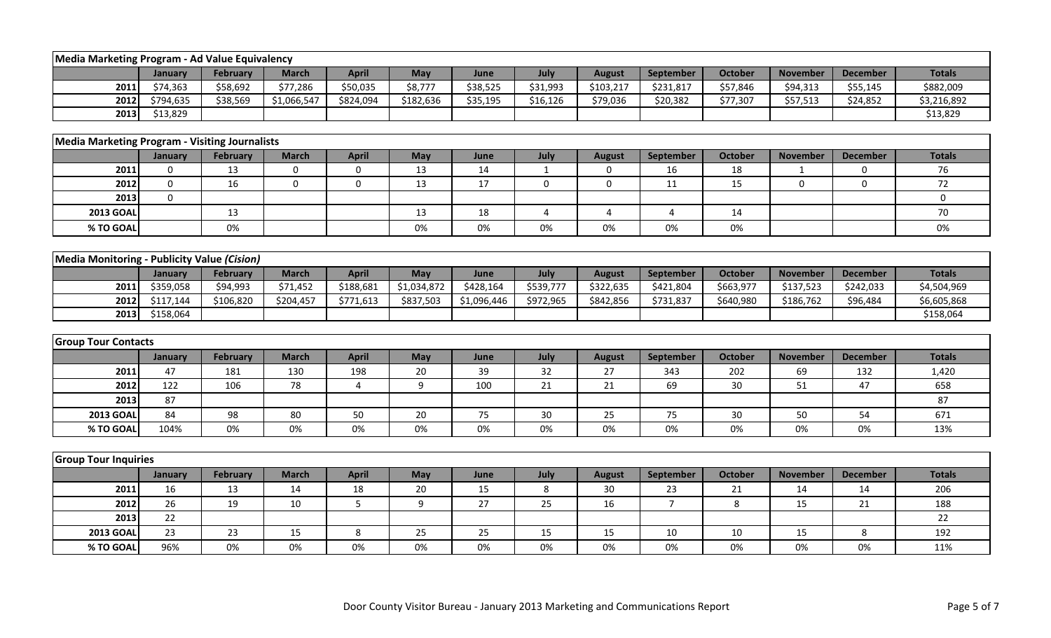| Media Marketing Program - Ad Value Equivalency | | | | | | | | | | | | | |
|---|---|---|---|---|---|---|---|---|---|---|---|---|---|
| | **January** | **February** | **March** | **April** | **May** | **June** | **July** | **August** | **September** | **October** | **November** | **December** | **Totals** |
| **2011** | $74,363 | $58,692 | $77,286 | $50,035 | $8,777 | $38,525 | $31,993 | $103,217 | $231,817 | $57,846 | $94,313 | $55,145 | $882,009 |
| **2012** | $794,635 | $38,569 | $1,066,547 | $824,094 | $182,636 | $35,195 | $16,126 | $79,036 | $20,382 | $77,307 | $57,513 | $24,852 | $3,216,892 |
| **2013** | $13,829 | | | | | | | | | | | | $13,829 |

| Media Marketing Program - Visiting Journalists | | | | | | | | | | | | | |
|---|---|---|---|---|---|---|---|---|---|---|---|---|---|
| | **January** | **February** | **March** | **April** | **May** | **June** | **July** | **August** | **September** | **October** | **November** | **December** | **Totals** |
| **2011** | 0 | 13 | 0 | 0 | 13 | 14 | 1 | 0 | 16 | 18 | 1 | 0 | 76 |
| **2012** | 0 | 16 | 0 | 0 | 13 | 17 | 0 | 0 | 11 | 15 | 0 | 0 | 72 |
| **2013** | 0 | | | | | | | | | | | | 0 |
| **2013 GOAL** | | 13 | | | 13 | 18 | 4 | 4 | 4 | 14 | | | 70 |
| **% TO GOAL** | | 0% | | | 0% | 0% | 0% | 0% | 0% | 0% | | | 0% |

| Media Monitoring - Publicity Value *(Cision)* | | | | | | | | | | | | | |
|---|---|---|---|---|---|---|---|---|---|---|---|---|---|
| | **January** | **February** | **March** | **April** | **May** | **June** | **July** | **August** | **September** | **October** | **November** | **December** | **Totals** |
| **2011** | $359,058 | $94,993 | $71,452 | $188,681 | $1,034,872 | $428,164 | $539,777 | $322,635 | $421,804 | $663,977 | $137,523 | $242,033 | $4,504,969 |
| **2012** | $117,144 | $106,820 | $204,457 | $771,613 | $837,503 | $1,096,446 | $972,965 | $842,856 | $731,837 | $640,980 | $186,762 | $96,484 | $6,605,868 |
| **2013** | $158,064 | | | | | | | | | | | | $158,064 |

| Group Tour Contacts | | | | | | | | | | | | | |
|---|---|---|---|---|---|---|---|---|---|---|---|---|---|
| | **January** | **February** | **March** | **April** | **May** | **June** | **July** | **August** | **September** | **October** | **November** | **December** | **Totals** |
| **2011** | 47 | 181 | 130 | 198 | 20 | 39 | 32 | 27 | 343 | 202 | 69 | 132 | 1,420 |
| **2012** | 122 | 106 | 78 | 4 | 9 | 100 | 21 | 21 | 69 | 30 | 51 | 47 | 658 |
| **2013** | 87 | | | | | | | | | | | | 87 |
| **2013 GOAL** | 84 | 98 | 80 | 50 | 20 | 75 | 30 | 25 | 75 | 30 | 50 | 54 | 671 |
| **% TO GOAL** | 104% | 0% | 0% | 0% | 0% | 0% | 0% | 0% | 0% | 0% | 0% | 0% | 13% |

| Group Tour Inquiries | | | | | | | | | | | | | |
|---|---|---|---|---|---|---|---|---|---|---|---|---|---|
| | **January** | **February** | **March** | **April** | **May** | **June** | **July** | **August** | **September** | **October** | **November** | **December** | **Totals** |
| **2011** | 16 | 13 | 14 | 18 | 20 | 15 | 8 | 30 | 23 | 21 | 14 | 14 | 206 |
| **2012** | 26 | 19 | 10 | 5 | 9 | 27 | 25 | 16 | 7 | 8 | 15 | 21 | 188 |
| **2013** | 22 | | | | | | | | | | | | 22 |
| **2013 GOAL** | 23 | 23 | 15 | 8 | 25 | 25 | 15 | 15 | 10 | 10 | 15 | 8 | 192 |
| **% TO GOAL** | 96% | 0% | 0% | 0% | 0% | 0% | 0% | 0% | 0% | 0% | 0% | 0% | 11% |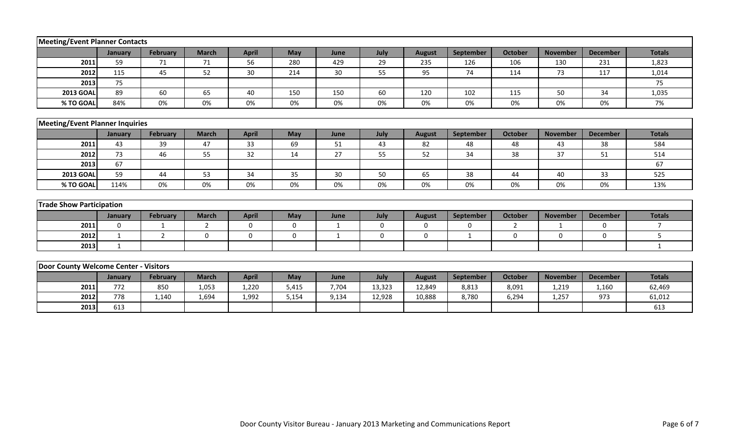## Meeting/Event Planner Contacts

| | January | February | March | April | May | June | July | August | September | October | November | December | Totals |
|---|---|---|---|---|---|---|---|---|---|---|---|---|---|
| **2011** | 59 | 71 | 71 | 56 | 280 | 429 | 29 | 235 | 126 | 106 | 130 | 231 | 1,823 |
| **2012** | 115 | 45 | 52 | 30 | 214 | 30 | 55 | 95 | 74 | 114 | 73 | 117 | 1,014 |
| **2013** | 75 | | | | | | | | | | | | 75 |
| **2013 GOAL** | 89 | 60 | 65 | 40 | 150 | 150 | 60 | 120 | 102 | 115 | 50 | 34 | 1,035 |
| **% TO GOAL** | 84% | 0% | 0% | 0% | 0% | 0% | 0% | 0% | 0% | 0% | 0% | 0% | 7% |

## Meeting/Event Planner Inquiries

| | January | February | March | April | May | June | July | August | September | October | November | December | Totals |
|---|---|---|---|---|---|---|---|---|---|---|---|---|---|
| **2011** | 43 | 39 | 47 | 33 | 69 | 51 | 43 | 82 | 48 | 48 | 43 | 38 | 584 |
| **2012** | 73 | 46 | 55 | 32 | 14 | 27 | 55 | 52 | 34 | 38 | 37 | 51 | 514 |
| **2013** | 67 | | | | | | | | | | | | 67 |
| **2013 GOAL** | 59 | 44 | 53 | 34 | 35 | 30 | 50 | 65 | 38 | 44 | 40 | 33 | 525 |
| **% TO GOAL** | 114% | 0% | 0% | 0% | 0% | 0% | 0% | 0% | 0% | 0% | 0% | 0% | 13% |

## Trade Show Participation

| | January | February | March | April | May | June | July | August | September | October | November | December | Totals |
|---|---|---|---|---|---|---|---|---|---|---|---|---|---|
| **2011** | 0 | 1 | 2 | 0 | 0 | 1 | 0 | 0 | 0 | 2 | 1 | 0 | 7 |
| **2012** | 1 | 2 | 0 | 0 | 0 | 1 | 0 | 0 | 1 | 0 | 0 | 0 | 5 |
| **2013** | 1 | | | | | | | | | | | | 1 |

## Door County Welcome Center - Visitors

| | January | February | March | April | May | June | July | August | September | October | November | December | Totals |
|---|---|---|---|---|---|---|---|---|---|---|---|---|---|
| **2011** | 772 | 850 | 1,053 | 1,220 | 5,415 | 7,704 | 13,323 | 12,849 | 8,813 | 8,091 | 1,219 | 1,160 | 62,469 |
| **2012** | 778 | 1,140 | 1,694 | 1,992 | 5,154 | 9,134 | 12,928 | 10,888 | 8,780 | 6,294 | 1,257 | 973 | 61,012 |
| **2013** | 613 | | | | | | | | | | | | 613 |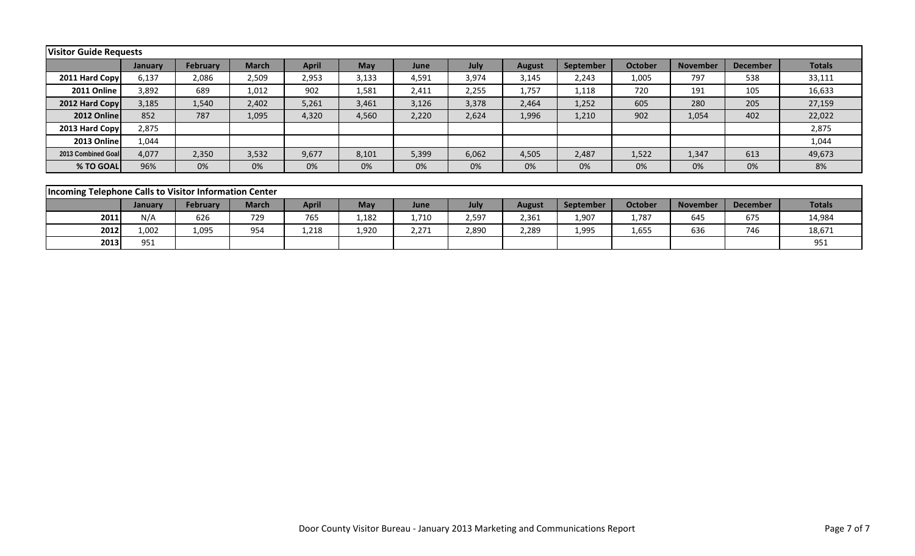## Visitor Guide Requests

| | January | February | March | April | May | June | July | August | September | October | November | December | Totals |
|---|---|---|---|---|---|---|---|---|---|---|---|---|---|
| **2011 Hard Copy** | 6,137 | 2,086 | 2,509 | 2,953 | 3,133 | 4,591 | 3,974 | 3,145 | 2,243 | 1,005 | 797 | 538 | 33,111 |
| **2011 Online** | 3,892 | 689 | 1,012 | 902 | 1,581 | 2,411 | 2,255 | 1,757 | 1,118 | 720 | 191 | 105 | 16,633 |
| **2012 Hard Copy** | 3,185 | 1,540 | 2,402 | 5,261 | 3,461 | 3,126 | 3,378 | 2,464 | 1,252 | 605 | 280 | 205 | 27,159 |
| **2012 Online** | 852 | 787 | 1,095 | 4,320 | 4,560 | 2,220 | 2,624 | 1,996 | 1,210 | 902 | 1,054 | 402 | 22,022 |
| **2013 Hard Copy** | 2,875 | | | | | | | | | | | | 2,875 |
| **2013 Online** | 1,044 | | | | | | | | | | | | 1,044 |
| **2013 Combined Goal** | 4,077 | 2,350 | 3,532 | 9,677 | 8,101 | 5,399 | 6,062 | 4,505 | 2,487 | 1,522 | 1,347 | 613 | 49,673 |
| **% TO GOAL** | 96% | 0% | 0% | 0% | 0% | 0% | 0% | 0% | 0% | 0% | 0% | 0% | 8% |

## Incoming Telephone Calls to Visitor Information Center

| | January | February | March | April | May | June | July | August | September | October | November | December | Totals |
|---|---|---|---|---|---|---|---|---|---|---|---|---|---|
| **2011** | N/A | 626 | 729 | 765 | 1,182 | 1,710 | 2,597 | 2,361 | 1,907 | 1,787 | 645 | 675 | 14,984 |
| **2012** | 1,002 | 1,095 | 954 | 1,218 | 1,920 | 2,271 | 2,890 | 2,289 | 1,995 | 1,655 | 636 | 746 | 18,671 |
| **2013** | 951 | | | | | | | | | | | | 951 |